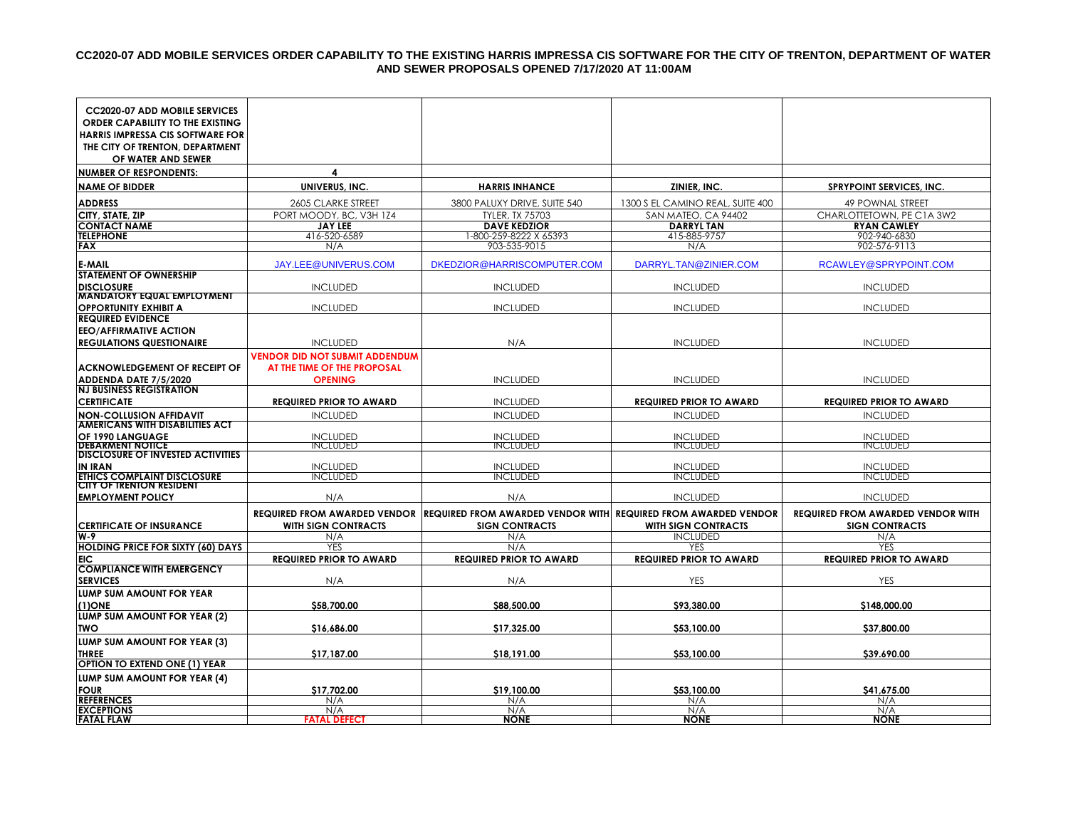# CC2020-07 ADD MOBILE SERVICES ORDER CAPABILITY TO THE EXISTING HARRIS IMPRESSA CIS SOFTWARE FOR THE CITY OF TRENTON, DEPARTMENT OF WATER AND SEWER PROPOSALS OPENED 7/17/2020 AT 11:00AM

| CC2020-07 ADD MOBILE SERVICES ORDER CAPABILITY TO THE EXISTING HARRIS IMPRESSA CIS SOFTWARE FOR THE CITY OF TRENTON, DEPARTMENT OF WATER AND SEWER | | | | |
|---|---|---|---|---|
| **NUMBER OF RESPONDENTS:** | **4** | | | |
| **NAME OF BIDDER** | **UNIVERUS, INC.** | **HARRIS INHANCE** | **ZINIER, INC.** | **SPRYPOINT SERVICES, INC.** |
| **ADDRESS** | 2605 CLARKE STREET | 3800 PALUXY DRIVE, SUITE 540 | 1300 S EL CAMINO REAL, SUITE 400 | 49 POWNAL STREET |
| **CITY, STATE, ZIP** | PORT MOODY, BC, V3H 1Z4 | TYLER, TX 75703 | SAN MATEO, CA 94402 | CHARLOTTETOWN, PE C1A 3W2 |
| **CONTACT NAME** | **JAY LEE** | **DAVE KEDZIOR** | **DARRYL TAN** | **RYAN CAWLEY** |
| **TELEPHONE** | 416-520-6589 | 1-800-259-8222 X 65393 | 415-885-9757 | 902-940-6830 |
| **FAX** | N/A | 903-535-9015 | N/A | 902-576-9113 |
| **E-MAIL** | JAY.LEE@UNIVERUS.COM | DKEDZIOR@HARRISCOMPUTER.COM | DARRYL.TAN@ZINIER.COM | RCAWLEY@SPRYPOINT.COM |
| **STATEMENT OF OWNERSHIP DISCLOSURE** | INCLUDED | INCLUDED | INCLUDED | INCLUDED |
| **MANDATORY EQUAL EMPLOYMENT OPPORTUNITY EXHIBIT A** | INCLUDED | INCLUDED | INCLUDED | INCLUDED |
| **REQUIRED EVIDENCE EEO/AFFIRMATIVE ACTION REGULATIONS QUESTIONAIRE** | INCLUDED | N/A | INCLUDED | INCLUDED |
| **ACKNOWLEDGEMENT OF RECEIPT OF ADDENDA DATE 7/5/2020** | **VENDOR DID NOT SUBMIT ADDENDUM AT THE TIME OF THE PROPOSAL OPENING** | INCLUDED | INCLUDED | INCLUDED |
| **NJ BUSINESS REGISTRATION CERTIFICATE** | **REQUIRED PRIOR TO AWARD** | INCLUDED | **REQUIRED PRIOR TO AWARD** | **REQUIRED PRIOR TO AWARD** |
| **NON-COLLUSION AFFIDAVIT** | INCLUDED | INCLUDED | INCLUDED | INCLUDED |
| **AMERICANS WITH DISABILITIES ACT OF 1990 LANGUAGE** | INCLUDED | INCLUDED | INCLUDED | INCLUDED |
| **DEBARMENT NOTICE** | INCLUDED | INCLUDED | INCLUDED | INCLUDED |
| **DISCLOSURE OF INVESTED ACTIVITIES IN IRAN** | INCLUDED | INCLUDED | INCLUDED | INCLUDED |
| **ETHICS COMPLAINT DISCLOSURE** | INCLUDED | INCLUDED | INCLUDED | INCLUDED |
| **CITY OF TRENTON RESIDENT EMPLOYMENT POLICY** | N/A | N/A | INCLUDED | INCLUDED |
| **CERTIFICATE OF INSURANCE** | **REQUIRED FROM AWARDED VENDOR WITH SIGN CONTRACTS** | **REQUIRED FROM AWARDED VENDOR WITH SIGN CONTRACTS** | **REQUIRED FROM AWARDED VENDOR WITH SIGN CONTRACTS** | **REQUIRED FROM AWARDED VENDOR WITH SIGN CONTRACTS** |
| **W-9** | N/A | N/A | INCLUDED | N/A |
| **HOLDING PRICE FOR SIXTY (60) DAYS** | YES | N/A | YES | YES |
| **EIC** | **REQUIRED PRIOR TO AWARD** | **REQUIRED PRIOR TO AWARD** | **REQUIRED PRIOR TO AWARD** | **REQUIRED PRIOR TO AWARD** |
| **COMPLIANCE WITH EMERGENCY SERVICES** | N/A | N/A | YES | YES |
| **LUMP SUM AMOUNT FOR YEAR (1)ONE** | **$58,700.00** | **$88,500.00** | **$93,380.00** | **$148,000.00** |
| **LUMP SUM AMOUNT FOR YEAR (2) TWO** | **$16,686.00** | **$17,325.00** | **$53,100.00** | **$37,800.00** |
| **LUMP SUM AMOUNT FOR YEAR (3) THREE** | **$17,187.00** | **$18,191.00** | **$53,100.00** | **$39,690.00** |
| **OPTION TO EXTEND ONE (1) YEAR** | | | | |
| **LUMP SUM AMOUNT FOR YEAR (4) FOUR** | **$17,702.00** | **$19,100.00** | **$53,100.00** | **$41,675.00** |
| **REFERENCES** | N/A | N/A | N/A | N/A |
| **EXCEPTIONS** | N/A | N/A | N/A | N/A |
| **FATAL FLAW** | **FATAL DEFECT** | **NONE** | **NONE** | **NONE** |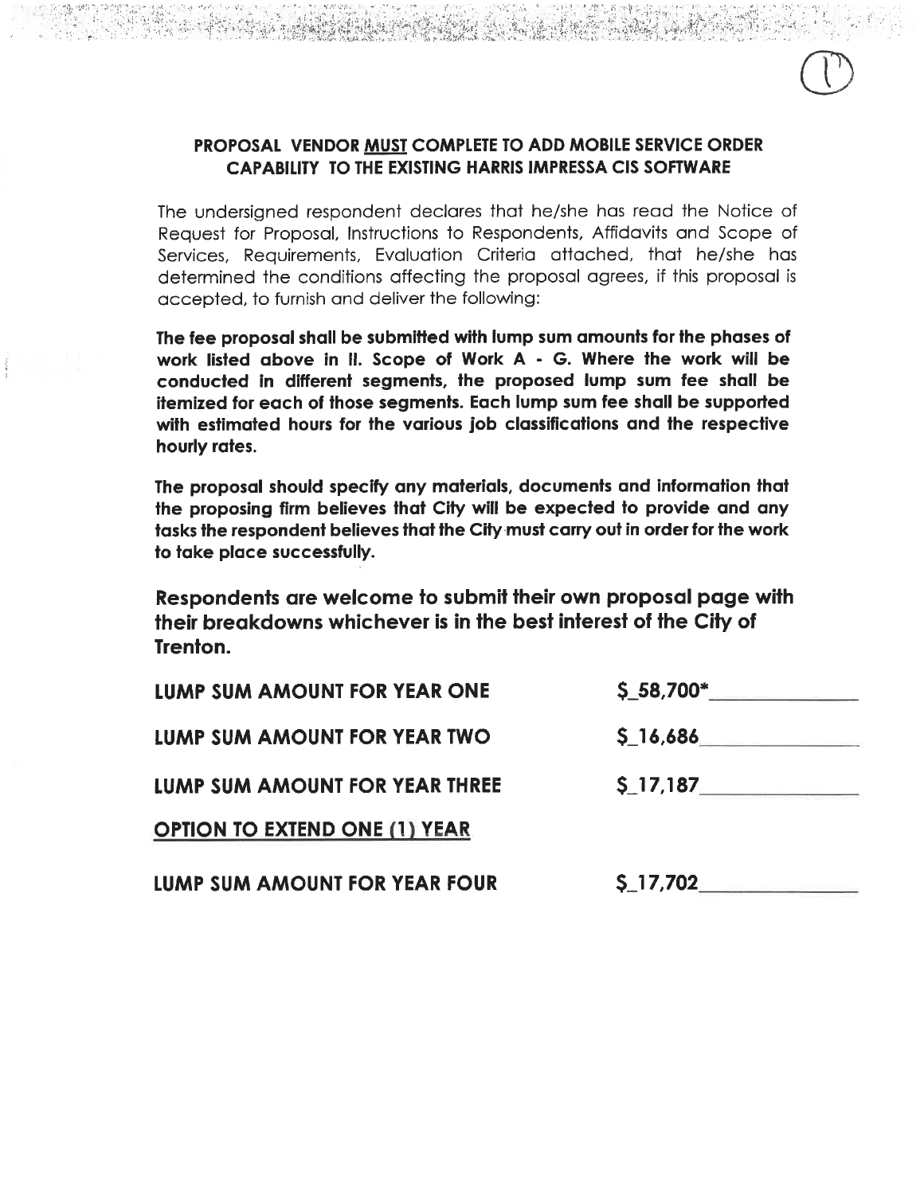## PROPOSAL VENDOR <u>MUST</u> COMPLETE TO ADD MOBILE SERVICE ORDER CAPABILITY TO THE EXISTING HARRIS IMPRESSA CIS SOFTWARE

The undersigned respondent declares that he/she has read the Notice of Request for Proposal, Instructions to Respondents, Affidavits and Scope of Services, Requirements, Evaluation Criteria attached, that he/she has determined the conditions affecting the proposal agrees, if this proposal is accepted, to furnish and deliver the following:

**The fee proposal shall be submitted with lump sum amounts for the phases of work listed above in II. Scope of Work A - G. Where the work will be conducted in different segments, the proposed lump sum fee shall be itemized for each of those segments. Each lump sum fee shall be supported with estimated hours for the various job classifications and the respective hourly rates.**

**The proposal should specify any materials, documents and information that the proposing firm believes that City will be expected to provide and any tasks the respondent believes that the City must carry out in order for the work to take place successfully.**

**Respondents are welcome to submit their own proposal page with their breakdowns whichever is in the best interest of the City of Trenton.**

| | |
|---|---|
| **LUMP SUM AMOUNT FOR YEAR ONE** | $_58,700*_____________ |
| **LUMP SUM AMOUNT FOR YEAR TWO** | $_16,686_____________ |
| **LUMP SUM AMOUNT FOR YEAR THREE** | $_17,187_____________ |
| **<u>OPTION TO EXTEND ONE (1) YEAR</u>** | |
| **LUMP SUM AMOUNT FOR YEAR FOUR** | $_17,702_____________ |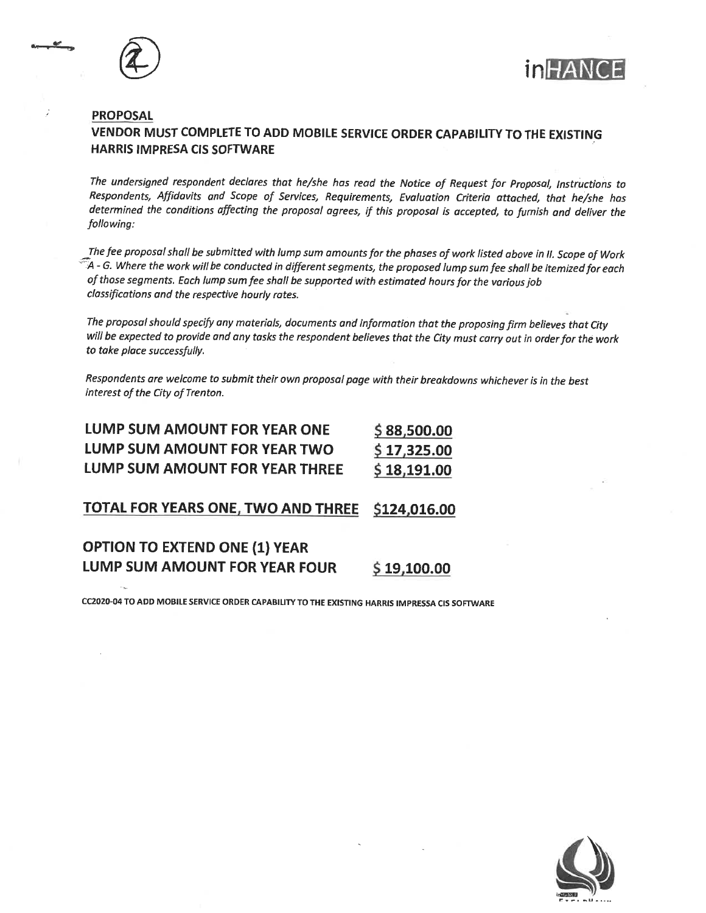inHANCE

## PROPOSAL

### VENDOR MUST COMPLETE TO ADD MOBILE SERVICE ORDER CAPABILITY TO THE EXISTING HARRIS IMPRESA CIS SOFTWARE

*The undersigned respondent declares that he/she has read the Notice of Request for Proposal, Instructions to Respondents, Affidavits and Scope of Services, Requirements, Evaluation Criteria attached, that he/she has determined the conditions affecting the proposal agrees, if this proposal is accepted, to furnish and deliver the following:*

*The fee proposal shall be submitted with lump sum amounts for the phases of work listed above in II. Scope of Work A - G. Where the work will be conducted in different segments, the proposed lump sum fee shall be itemized for each of those segments. Each lump sum fee shall be supported with estimated hours for the various job classifications and the respective hourly rates.*

*The proposal should specify any materials, documents and information that the proposing firm believes that City will be expected to provide and any tasks the respondent believes that the City must carry out in order for the work to take place successfully.*

*Respondents are welcome to submit their own proposal page with their breakdowns whichever is in the best interest of the City of Trenton.*

| | |
|---|---|
| **LUMP SUM AMOUNT FOR YEAR ONE** | **$ 88,500.00** |
| **LUMP SUM AMOUNT FOR YEAR TWO** | **$ 17,325.00** |
| **LUMP SUM AMOUNT FOR YEAR THREE** | **$ 18,191.00** |
| **TOTAL FOR YEARS ONE, TWO AND THREE** | **$124,016.00** |
| **OPTION TO EXTEND ONE (1) YEAR LUMP SUM AMOUNT FOR YEAR FOUR** | **$ 19,100.00** |

**CC2020-04 TO ADD MOBILE SERVICE ORDER CAPABILITY TO THE EXISTING HARRIS IMPRESSA CIS SOFTWARE**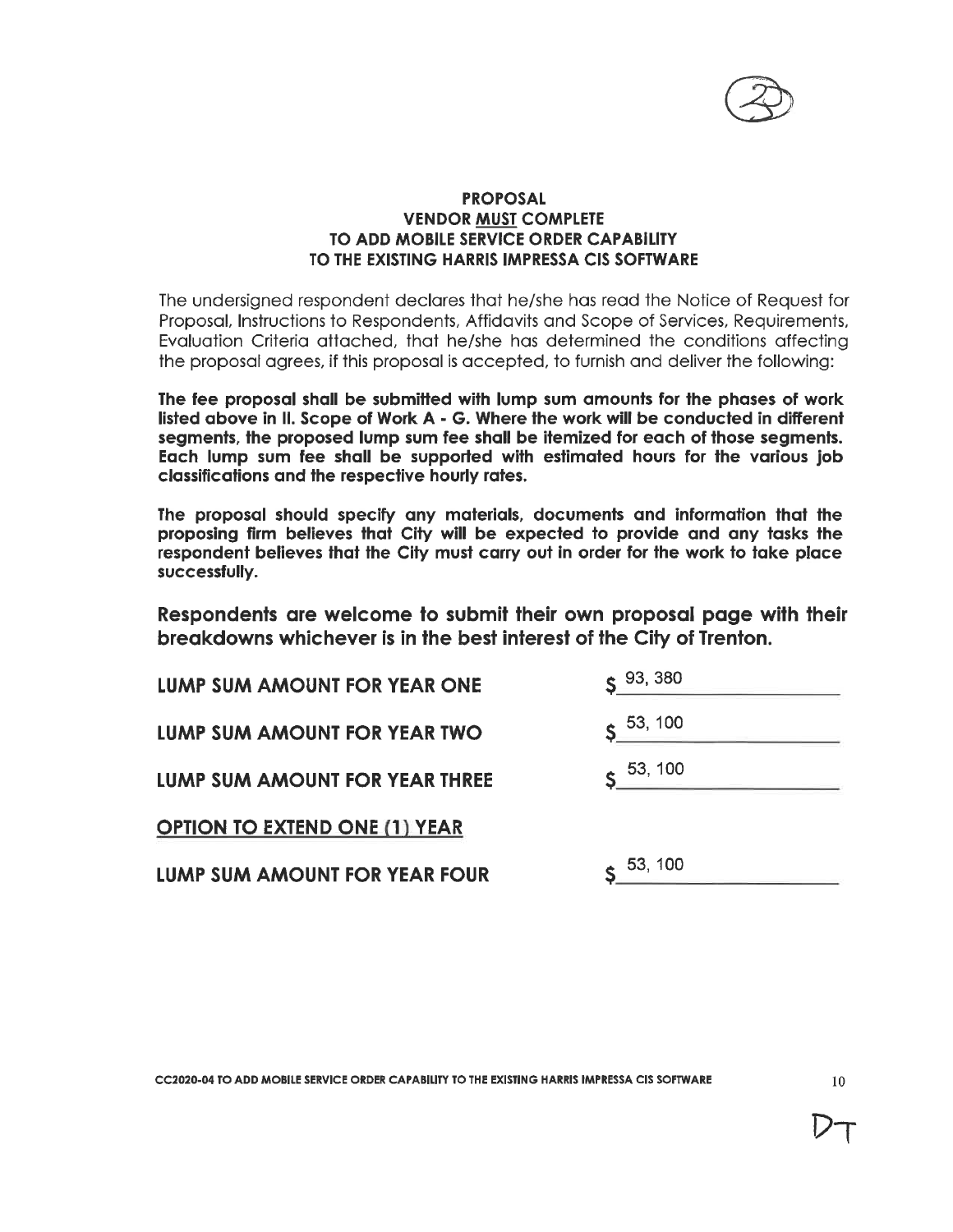## PROPOSAL
## VENDOR MUST COMPLETE
## TO ADD MOBILE SERVICE ORDER CAPABILITY
## TO THE EXISTING HARRIS IMPRESSA CIS SOFTWARE

The undersigned respondent declares that he/she has read the Notice of Request for Proposal, Instructions to Respondents, Affidavits and Scope of Services, Requirements, Evaluation Criteria attached, that he/she has determined the conditions affecting the proposal agrees, if this proposal is accepted, to furnish and deliver the following:

**The fee proposal shall be submitted with lump sum amounts for the phases of work listed above in II. Scope of Work A - G. Where the work will be conducted in different segments, the proposed lump sum fee shall be itemized for each of those segments. Each lump sum fee shall be supported with estimated hours for the various job classifications and the respective hourly rates.**

**The proposal should specify any materials, documents and information that the proposing firm believes that City will be expected to provide and any tasks the respondent believes that the City must carry out in order for the work to take place successfully.**

**Respondents are welcome to submit their own proposal page with their breakdowns whichever is in the best interest of the City of Trenton.**

**LUMP SUM AMOUNT FOR YEAR ONE** $ 93, 380

**LUMP SUM AMOUNT FOR YEAR TWO** $ 53, 100

**LUMP SUM AMOUNT FOR YEAR THREE** $ 53, 100

**OPTION TO EXTEND ONE (1) YEAR**

**LUMP SUM AMOUNT FOR YEAR FOUR** $ 53, 100

CC2020-04 TO ADD MOBILE SERVICE ORDER CAPABILITY TO THE EXISTING HARRIS IMPRESSA CIS SOFTWARE

DT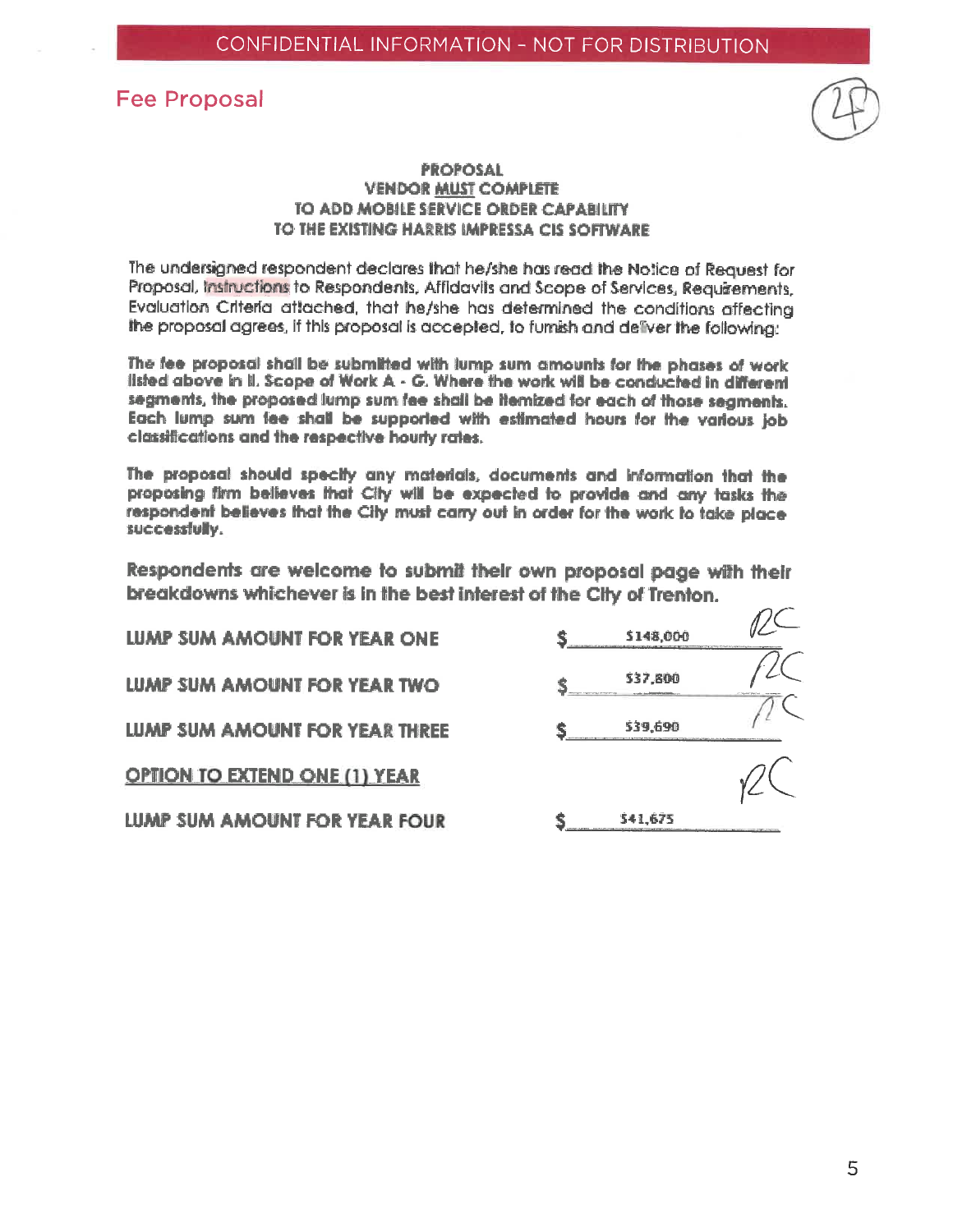CONFIDENTIAL INFORMATION - NOT FOR DISTRIBUTION

## Fee Proposal

**PROPOSAL**
**VENDOR MUST COMPLETE**
**TO ADD MOBILE SERVICE ORDER CAPABILITY**
**TO THE EXISTING HARRIS IMPRESSA CIS SOFTWARE**

The undersigned respondent declares that he/she has read the Notice of Request for Proposal, Instructions to Respondents, Affidavits and Scope of Services, Requirements, Evaluation Criteria attached, that he/she has determined the conditions affecting the proposal agrees, if this proposal is accepted, to furnish and deliver the following:

**The fee proposal shall be submitted with lump sum amounts for the phases of work listed above in II. Scope of Work A - G. Where the work will be conducted in different segments, the proposed lump sum fee shall be itemized for each of those segments. Each lump sum fee shall be supported with estimated hours for the various job classifications and the respective hourly rates.**

**The proposal should specify any materials, documents and information that the proposing firm believes that City will be expected to provide and any tasks the respondent believes that the City must carry out in order for the work to take place successfully.**

**Respondents are welcome to submit their own proposal page with their breakdowns whichever is in the best interest of the City of Trenton.**

| | | |
|---|---|---|
| **LUMP SUM AMOUNT FOR YEAR ONE** | $ $148,000 | RC |
| **LUMP SUM AMOUNT FOR YEAR TWO** | $ $37,800 | RC |
| **LUMP SUM AMOUNT FOR YEAR THREE** | $ $39,690 | RC |
| **OPTION TO EXTEND ONE (1) YEAR** | | RC |
| **LUMP SUM AMOUNT FOR YEAR FOUR** | $ $41,675 | |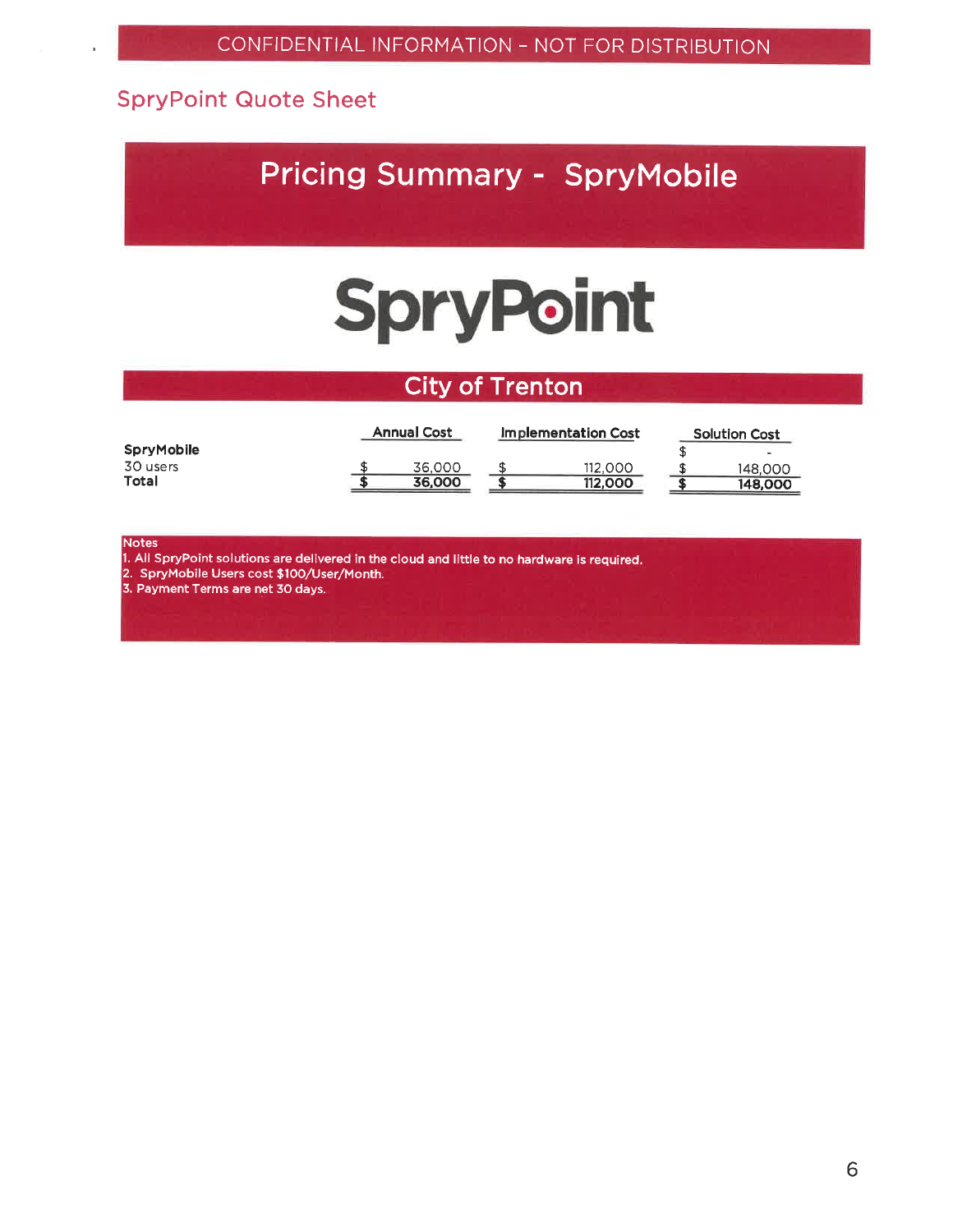CONFIDENTIAL INFORMATION - NOT FOR DISTRIBUTION

## SpryPoint Quote Sheet

# Pricing Summary - SpryMobile

SpryPoint

## City of Trenton

| | Annual Cost | Implementation Cost | Solution Cost |
|---|---|---|---|
| **SpryMobile** | | | $ - |
| 30 users | $ 36,000 | $ 112,000 | $ 148,000 |
| **Total** | **$ 36,000** | **$ 112,000** | **$ 148,000** |

Notes
1. All SpryPoint solutions are delivered in the cloud and little to no hardware is required.
2. SpryMobile Users cost $100/User/Month.
3. Payment Terms are net 30 days.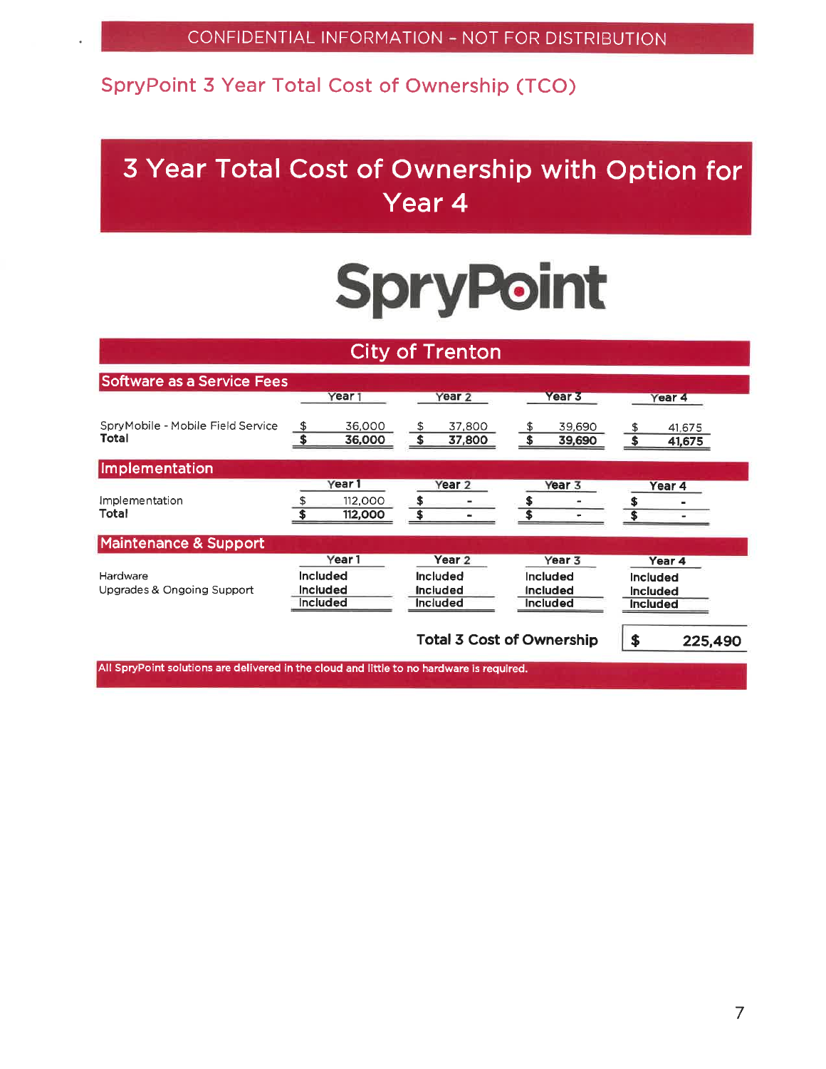CONFIDENTIAL INFORMATION - NOT FOR DISTRIBUTION

## SpryPoint 3 Year Total Cost of Ownership (TCO)

# 3 Year Total Cost of Ownership with Option for Year 4

SpryPoint

## City of Trenton

### Software as a Service Fees

| | Year 1 | Year 2 | Year 3 | Year 4 |
|---|---|---|---|---|
| SpryMobile - Mobile Field Service | $ 36,000 | $ 37,800 | $ 39,690 | $ 41,675 |
| **Total** | **$ 36,000** | **$ 37,800** | **$ 39,690** | **$ 41,675** |

### Implementation

| | Year 1 | Year 2 | Year 3 | Year 4 |
|---|---|---|---|---|
| Implementation | $ 112,000 | $ - | $ - | $ - |
| **Total** | **$ 112,000** | **$ -** | **$ -** | **$ -** |

### Maintenance & Support

| | Year 1 | Year 2 | Year 3 | Year 4 |
|---|---|---|---|---|
| Hardware | Included | Included | Included | Included |
| Upgrades & Ongoing Support | Included | Included | Included | Included |
| | Included | Included | Included | Included |

**Total 3 Cost of Ownership** | **$ 225,490**

All SpryPoint solutions are delivered in the cloud and little to no hardware is required.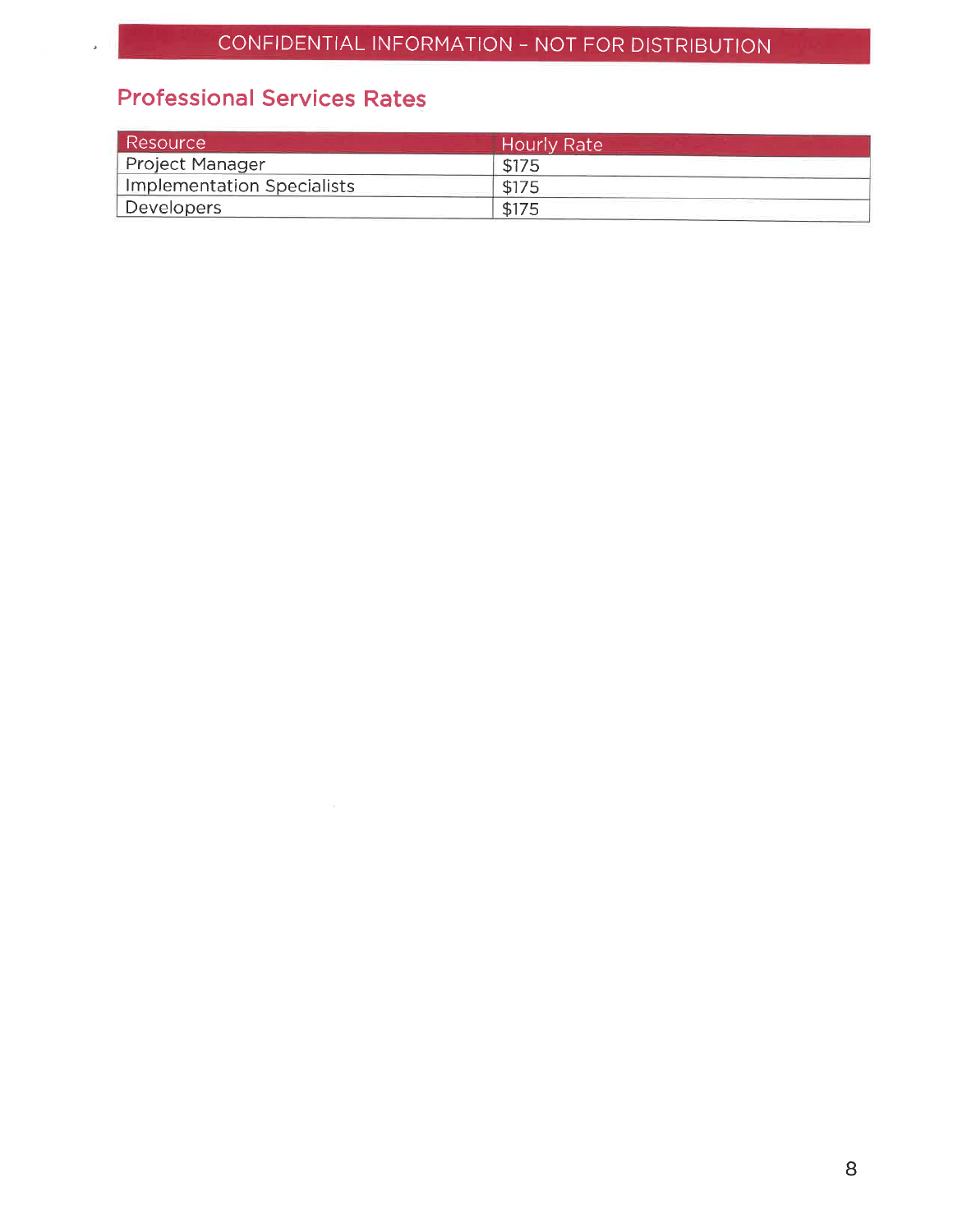CONFIDENTIAL INFORMATION - NOT FOR DISTRIBUTION

## Professional Services Rates

| Resource | Hourly Rate |
| --- | --- |
| Project Manager | $175 |
| Implementation Specialists | $175 |
| Developers | $175 |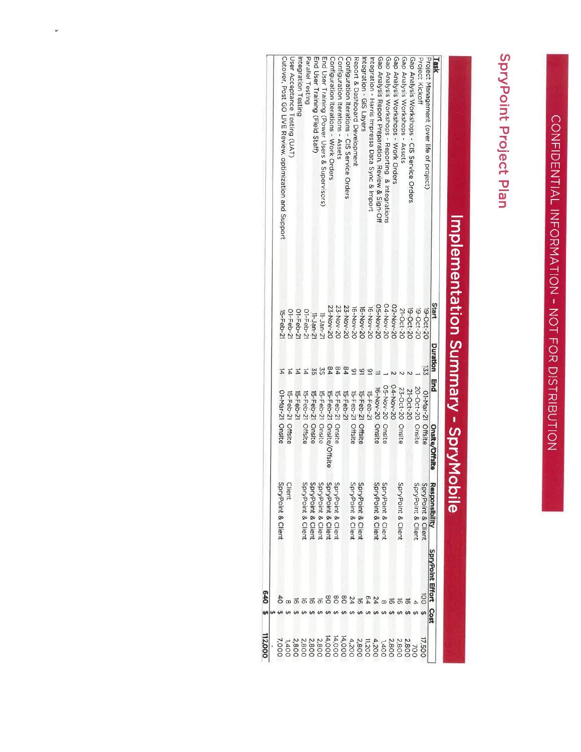CONFIDENTIAL INFORMATION - NOT FOR DISTRIBUTION

# SpryPoint Project Plan

## Implementation Summary - SpryMobile

| Task | Start | Duration | End | Onsite/Offsite | Responsibility | SpryPoint Effort | Cost |
|---|---|---|---|---|---|---|---|
| Project Management (over life of project) | 19-Oct-20 | 133 | 01-Mar-21 | Offsite | SpryPoint & Client | 100 | $ 17,500 |
| Project Kickoff | 19-Oct-20 | 1 | 20-Oct-20 | Onsite | SpryPoint & Client | 4 | $ 700 |
| Gap Analysis Workshops - CIS Service Orders | 19-Oct-20 | 2 | 21-Oct-20 | | | 16 | $ 2,800 |
| Gap Analysis Workshops - Assets | 21-Oct-20 | 2 | 23-Oct-20 | Onsite | SpryPoint & Client | 16 | $ 2,800 |
| Gap Analysis Workshops - Work Orders | 02-Nov-20 | 2 | 04-Nov-20 | | | 16 | $ 2,800 |
| Gap Analysis Workshops - Reporting & Integrations | 04-Nov-20 | 1 | 05-Nov-20 | Onsite | SpryPoint & Client | 8 | $ 1,400 |
| Gap Analysis Report Preparation, Review & Sign-Off | 05-Nov-20 | 11 | 16-Nov-20 | Onsite | SpryPoint & Client | 24 | $ 4,200 |
| Integration - Harris Impressa Data Sync & Import | 16-Nov-20 | 91 | 15-Feb-21 | | | 64 | $ 11,200 |
| Integration - GIS Layers | 16-Nov-20 | 91 | 15-Feb-21 | Offsite | SpryPoint & Client | 16 | $ 2,800 |
| Report & Dashboard Development | 16-Nov-20 | 91 | 15-Feb-21 | Offsite | SpryPoint & Client | 24 | $ 4,200 |
| Configuration Iterations - CIS Service Orders | 23-Nov-20 | 84 | 15-Feb-21 | | | 80 | $ 14,000 |
| Configuration Iterations - Assets | 23-Nov-20 | 84 | 15-Feb-21 | Onsite | SpryPoint & Client | 80 | $ 14,000 |
| Configuration Iterations - Work Orders | 23-Nov-20 | 84 | 15-Feb-21 | Onsite/Offsite | SpryPoint & Client | 80 | $ 14,000 |
| End User Training (Power Users & Supervisors) | 11-Jan-21 | 35 | 15-Feb-21 | Onsite | SpryPoint & Client | 16 | $ 2,800 |
| End User Training (Field Staff) | 11-Jan-21 | 35 | 15-Feb-21 | Onsite | SpryPoint & Client | 16 | $ 2,800 |
| Parallel Testing | 01-Feb-21 | 14 | 15-Feb-21 | Offsite | SpryPoint & Client | 16 | $ 2,800 |
| Integration Testing | 01-Feb-21 | 14 | 15-Feb-21 | | | 16 | $ 2,800 |
| User Acceptance Testing (UAT) | 01-Feb-21 | 14 | 15-Feb-21 | Offsite | Client | 8 | $ 1,400 |
| Cutover, Post GO LIVE Review, optimization and Support | 15-Feb-21 | 14 | 01-Mar-21 | Onsite | SpryPoint & Client | 40 | $ 7,000 |
| | | | | | | | $ - |
| | | | | | | 640 | $ 112,000 |